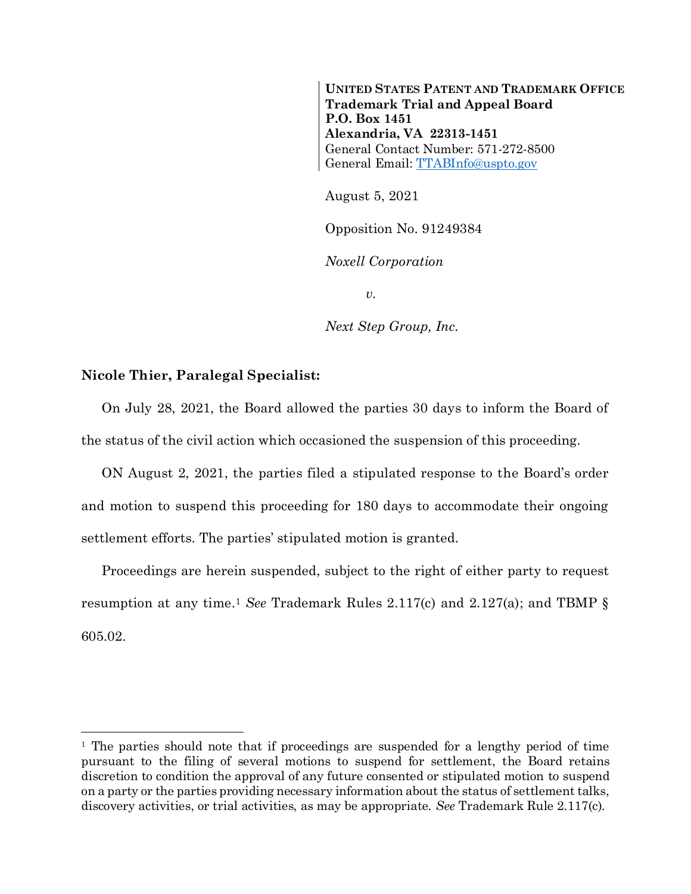**UNITED STATES PATENT AND TRADEMARK OFFICE**
**Trademark Trial and Appeal Board**
**P.O. Box 1451**
**Alexandria, VA 22313-1451**
General Contact Number: 571-272-8500
General Email: TTABInfo@uspto.gov

August 5, 2021

Opposition No. 91249384

*Noxell Corporation*

*v.*

*Next Step Group, Inc.*

**Nicole Thier, Paralegal Specialist:**

On July 28, 2021, the Board allowed the parties 30 days to inform the Board of the status of the civil action which occasioned the suspension of this proceeding.

ON August 2, 2021, the parties filed a stipulated response to the Board's order and motion to suspend this proceeding for 180 days to accommodate their ongoing settlement efforts. The parties' stipulated motion is granted.

Proceedings are herein suspended, subject to the right of either party to request resumption at any time.[1] *See* Trademark Rules 2.117(c) and 2.127(a); and TBMP § 605.02.

---

[1] The parties should note that if proceedings are suspended for a lengthy period of time pursuant to the filing of several motions to suspend for settlement, the Board retains discretion to condition the approval of any future consented or stipulated motion to suspend on a party or the parties providing necessary information about the status of settlement talks, discovery activities, or trial activities, as may be appropriate. *See* Trademark Rule 2.117(c).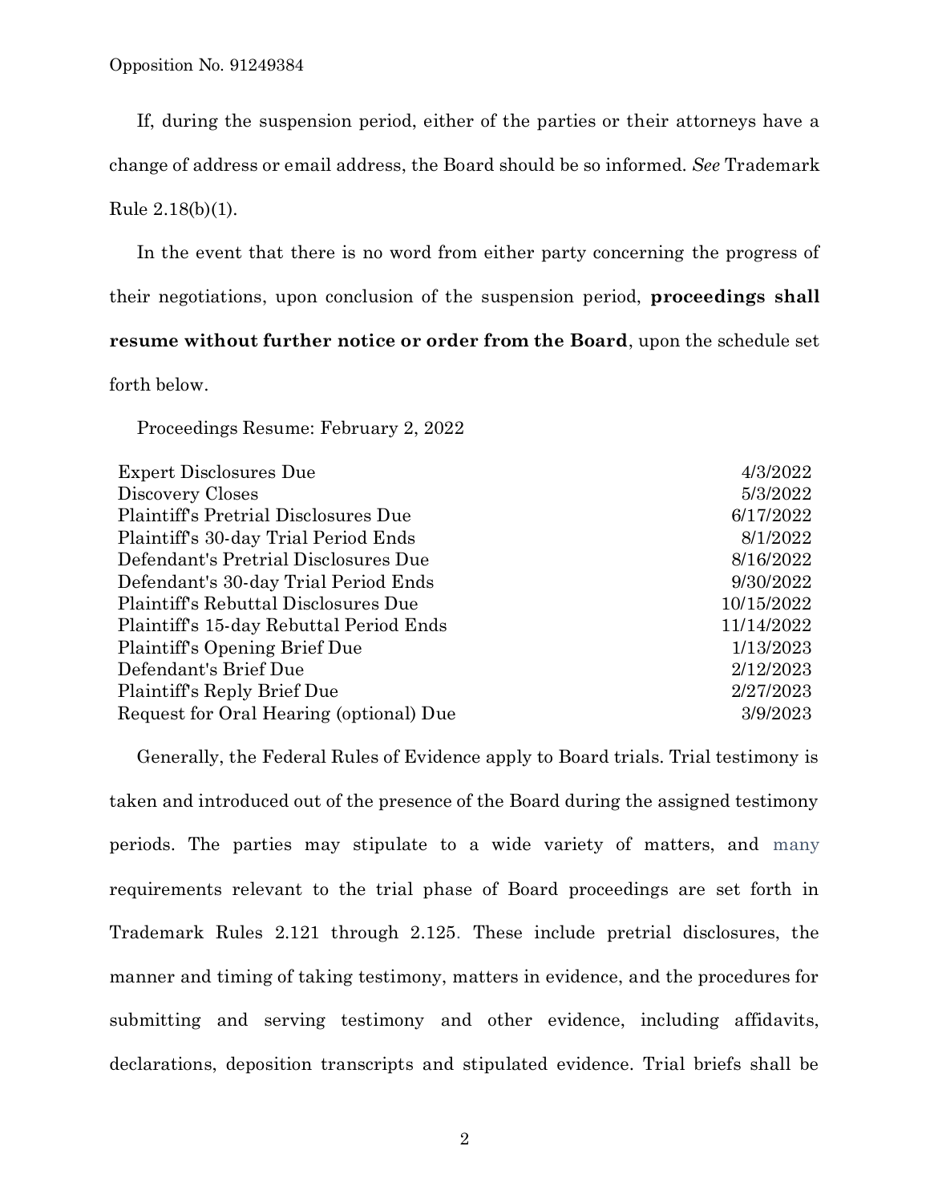If, during the suspension period, either of the parties or their attorneys have a change of address or email address, the Board should be so informed. *See* Trademark Rule 2.18(b)(1).

In the event that there is no word from either party concerning the progress of their negotiations, upon conclusion of the suspension period, **proceedings shall resume without further notice or order from the Board**, upon the schedule set forth below.

Proceedings Resume: February 2, 2022

| | |
|---|---|
| Expert Disclosures Due | 4/3/2022 |
| Discovery Closes | 5/3/2022 |
| Plaintiff's Pretrial Disclosures Due | 6/17/2022 |
| Plaintiff's 30-day Trial Period Ends | 8/1/2022 |
| Defendant's Pretrial Disclosures Due | 8/16/2022 |
| Defendant's 30-day Trial Period Ends | 9/30/2022 |
| Plaintiff's Rebuttal Disclosures Due | 10/15/2022 |
| Plaintiff's 15-day Rebuttal Period Ends | 11/14/2022 |
| Plaintiff's Opening Brief Due | 1/13/2023 |
| Defendant's Brief Due | 2/12/2023 |
| Plaintiff's Reply Brief Due | 2/27/2023 |
| Request for Oral Hearing (optional) Due | 3/9/2023 |

Generally, the Federal Rules of Evidence apply to Board trials. Trial testimony is taken and introduced out of the presence of the Board during the assigned testimony periods. The parties may stipulate to a wide variety of matters, and many requirements relevant to the trial phase of Board proceedings are set forth in Trademark Rules 2.121 through 2.125. These include pretrial disclosures, the manner and timing of taking testimony, matters in evidence, and the procedures for submitting and serving testimony and other evidence, including affidavits, declarations, deposition transcripts and stipulated evidence. Trial briefs shall be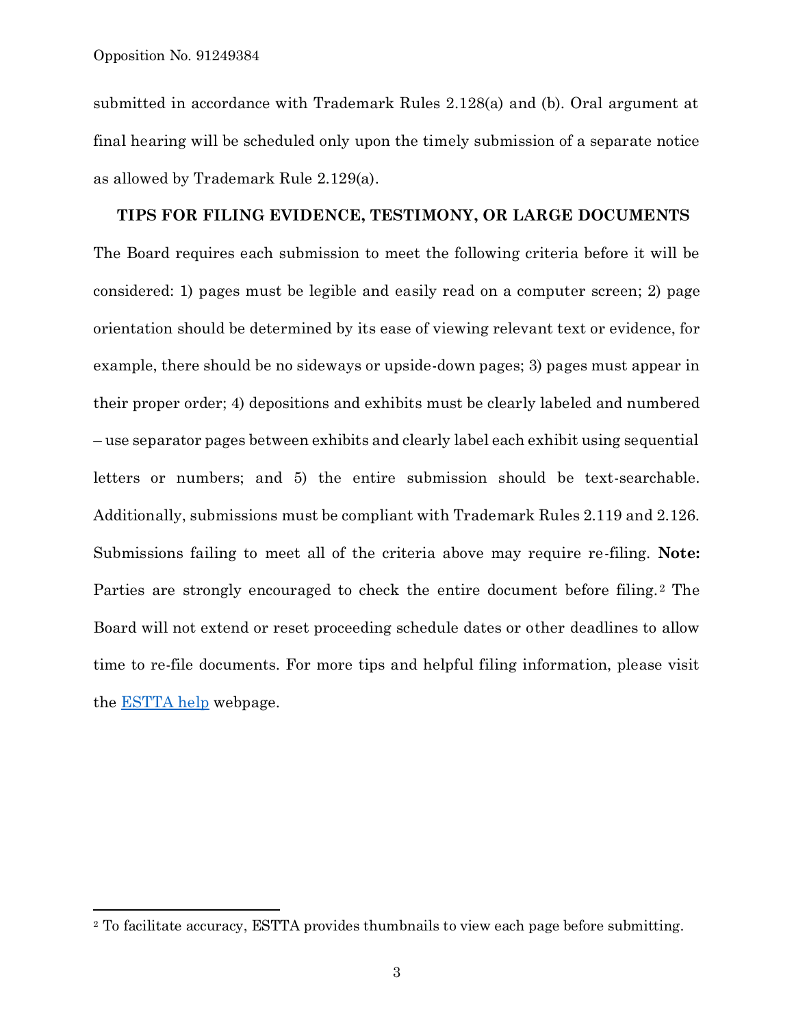submitted in accordance with Trademark Rules 2.128(a) and (b). Oral argument at final hearing will be scheduled only upon the timely submission of a separate notice as allowed by Trademark Rule 2.129(a).

**TIPS FOR FILING EVIDENCE, TESTIMONY, OR LARGE DOCUMENTS**

The Board requires each submission to meet the following criteria before it will be considered: 1) pages must be legible and easily read on a computer screen; 2) page orientation should be determined by its ease of viewing relevant text or evidence, for example, there should be no sideways or upside-down pages; 3) pages must appear in their proper order; 4) depositions and exhibits must be clearly labeled and numbered – use separator pages between exhibits and clearly label each exhibit using sequential letters or numbers; and 5) the entire submission should be text-searchable. Additionally, submissions must be compliant with Trademark Rules 2.119 and 2.126. Submissions failing to meet all of the criteria above may require re-filing. **Note:** Parties are strongly encouraged to check the entire document before filing.[2] The Board will not extend or reset proceeding schedule dates or other deadlines to allow time to re-file documents. For more tips and helpful filing information, please visit the ESTTA help webpage.

[2] To facilitate accuracy, ESTTA provides thumbnails to view each page before submitting.